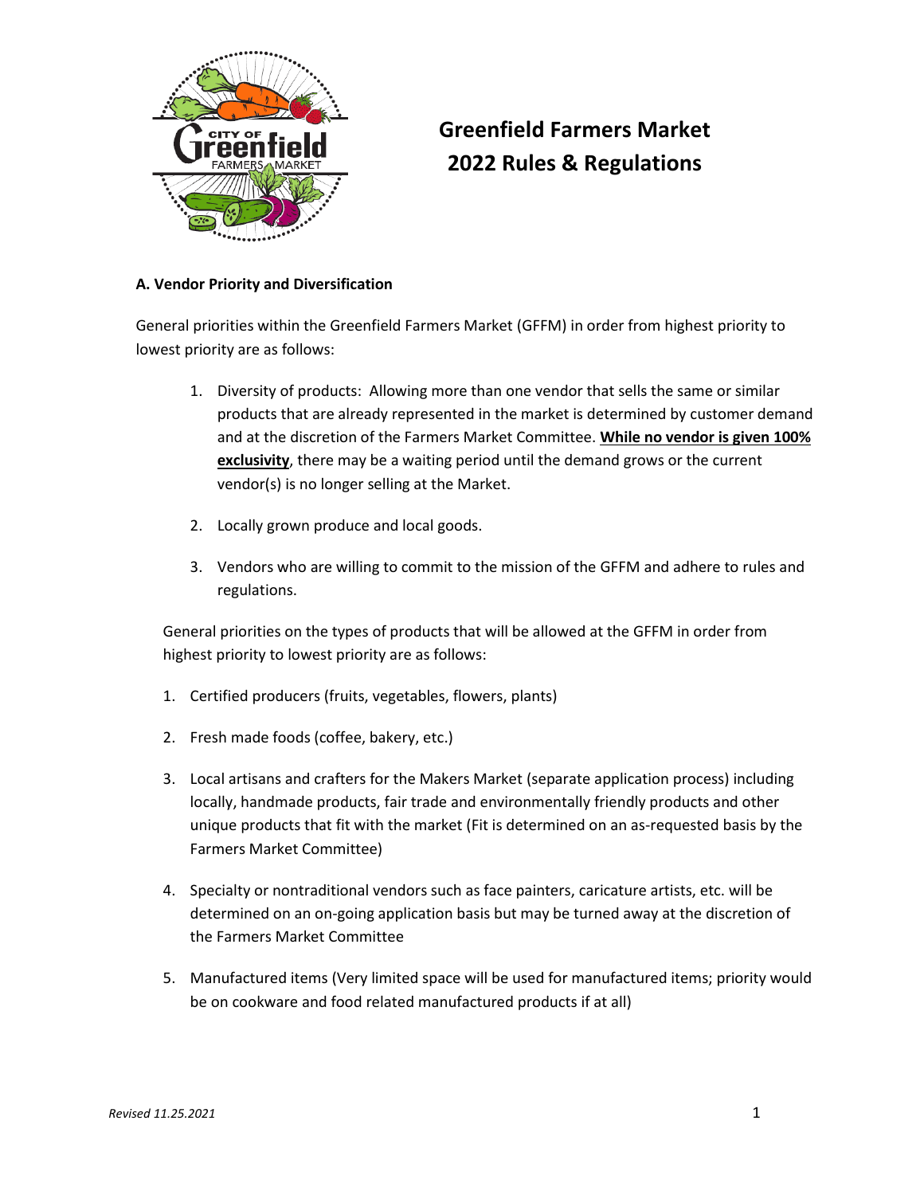# Greenfield Farmers Market 2022 Rules & Regulations

**A. Vendor Priority and Diversification**

General priorities within the Greenfield Farmers Market (GFFM) in order from highest priority to lowest priority are as follows:

1. Diversity of products: Allowing more than one vendor that sells the same or similar products that are already represented in the market is determined by customer demand and at the discretion of the Farmers Market Committee. **While no vendor is given 100% exclusivity**, there may be a waiting period until the demand grows or the current vendor(s) is no longer selling at the Market.

2. Locally grown produce and local goods.

3. Vendors who are willing to commit to the mission of the GFFM and adhere to rules and regulations.

General priorities on the types of products that will be allowed at the GFFM in order from highest priority to lowest priority are as follows:

1. Certified producers (fruits, vegetables, flowers, plants)

2. Fresh made foods (coffee, bakery, etc.)

3. Local artisans and crafters for the Makers Market (separate application process) including locally, handmade products, fair trade and environmentally friendly products and other unique products that fit with the market (Fit is determined on an as-requested basis by the Farmers Market Committee)

4. Specialty or nontraditional vendors such as face painters, caricature artists, etc. will be determined on an on-going application basis but may be turned away at the discretion of the Farmers Market Committee

5. Manufactured items (Very limited space will be used for manufactured items; priority would be on cookware and food related manufactured products if at all)

*Revised 11.25.2021*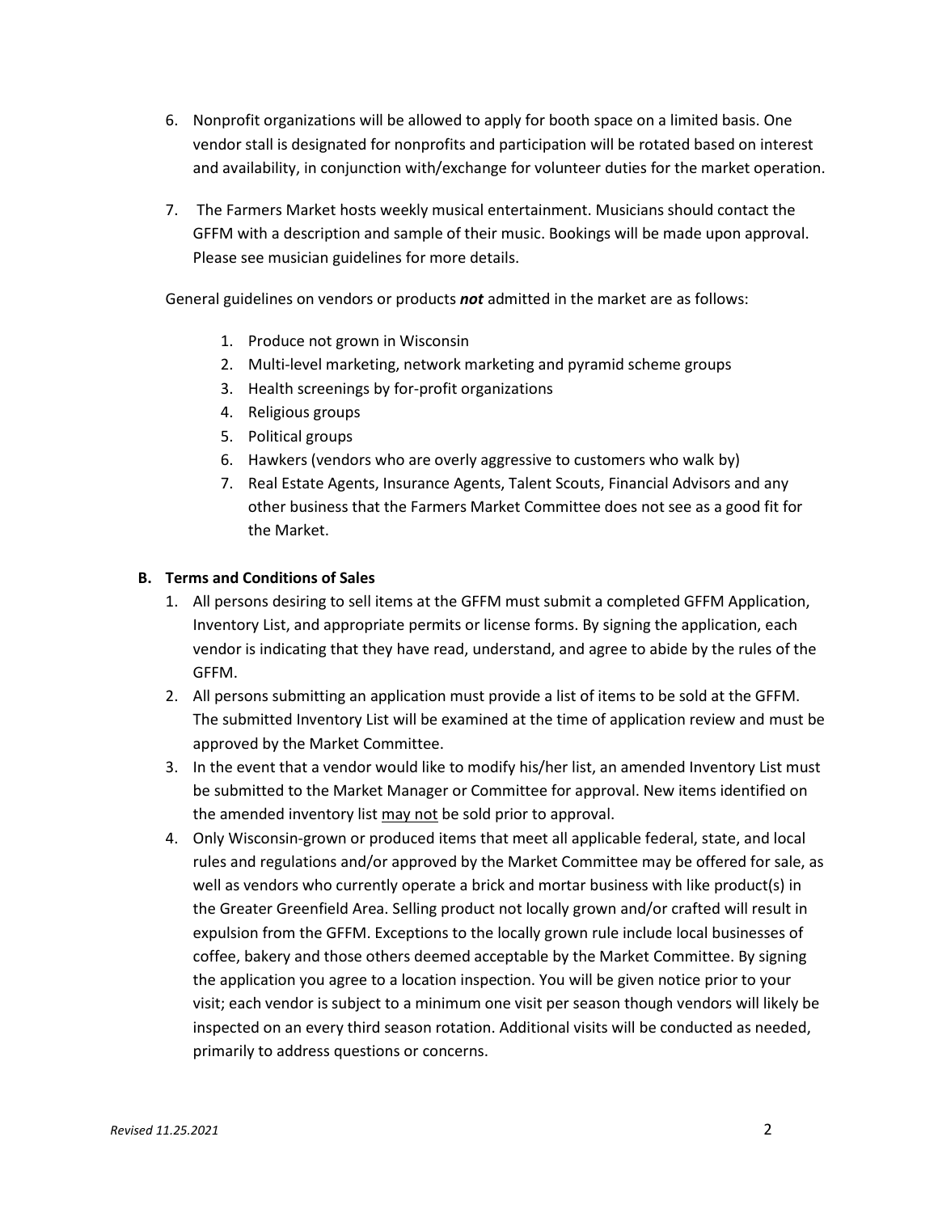6. Nonprofit organizations will be allowed to apply for booth space on a limited basis. One vendor stall is designated for nonprofits and participation will be rotated based on interest and availability, in conjunction with/exchange for volunteer duties for the market operation.

7. The Farmers Market hosts weekly musical entertainment. Musicians should contact the GFFM with a description and sample of their music. Bookings will be made upon approval. Please see musician guidelines for more details.

General guidelines on vendors or products ***not*** admitted in the market are as follows:

1. Produce not grown in Wisconsin
2. Multi-level marketing, network marketing and pyramid scheme groups
3. Health screenings by for-profit organizations
4. Religious groups
5. Political groups
6. Hawkers (vendors who are overly aggressive to customers who walk by)
7. Real Estate Agents, Insurance Agents, Talent Scouts, Financial Advisors and any other business that the Farmers Market Committee does not see as a good fit for the Market.

### B. Terms and Conditions of Sales

1. All persons desiring to sell items at the GFFM must submit a completed GFFM Application, Inventory List, and appropriate permits or license forms. By signing the application, each vendor is indicating that they have read, understand, and agree to abide by the rules of the GFFM.
2. All persons submitting an application must provide a list of items to be sold at the GFFM. The submitted Inventory List will be examined at the time of application review and must be approved by the Market Committee.
3. In the event that a vendor would like to modify his/her list, an amended Inventory List must be submitted to the Market Manager or Committee for approval. New items identified on the amended inventory list <u>may not</u> be sold prior to approval.
4. Only Wisconsin-grown or produced items that meet all applicable federal, state, and local rules and regulations and/or approved by the Market Committee may be offered for sale, as well as vendors who currently operate a brick and mortar business with like product(s) in the Greater Greenfield Area. Selling product not locally grown and/or crafted will result in expulsion from the GFFM. Exceptions to the locally grown rule include local businesses of coffee, bakery and those others deemed acceptable by the Market Committee. By signing the application you agree to a location inspection. You will be given notice prior to your visit; each vendor is subject to a minimum one visit per season though vendors will likely be inspected on an every third season rotation. Additional visits will be conducted as needed, primarily to address questions or concerns.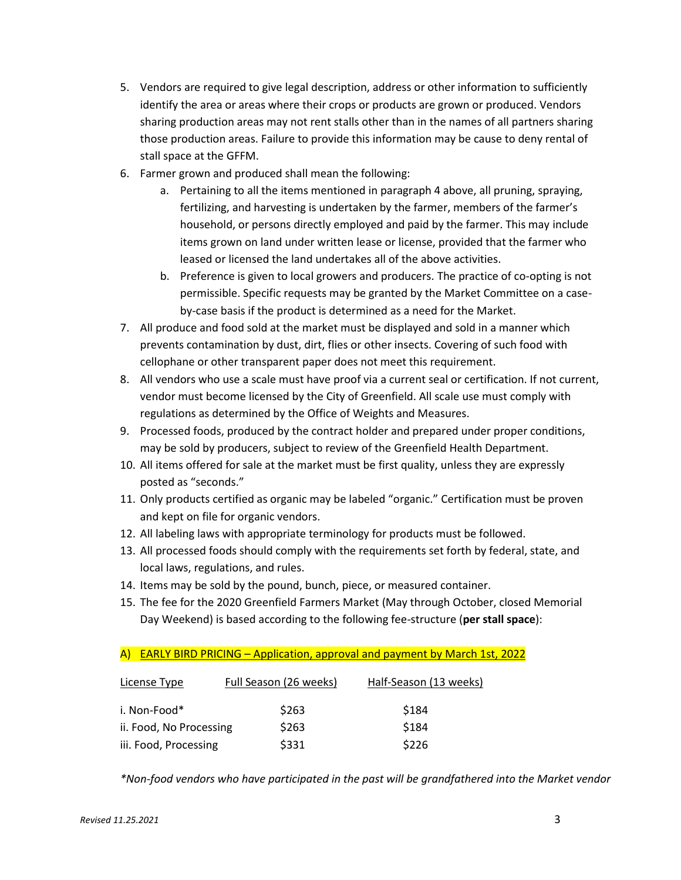5. Vendors are required to give legal description, address or other information to sufficiently identify the area or areas where their crops or products are grown or produced. Vendors sharing production areas may not rent stalls other than in the names of all partners sharing those production areas. Failure to provide this information may be cause to deny rental of stall space at the GFFM.
6. Farmer grown and produced shall mean the following:
   a. Pertaining to all the items mentioned in paragraph 4 above, all pruning, spraying, fertilizing, and harvesting is undertaken by the farmer, members of the farmer's household, or persons directly employed and paid by the farmer. This may include items grown on land under written lease or license, provided that the farmer who leased or licensed the land undertakes all of the above activities.
   b. Preference is given to local growers and producers. The practice of co-opting is not permissible. Specific requests may be granted by the Market Committee on a case-by-case basis if the product is determined as a need for the Market.
7. All produce and food sold at the market must be displayed and sold in a manner which prevents contamination by dust, dirt, flies or other insects. Covering of such food with cellophane or other transparent paper does not meet this requirement.
8. All vendors who use a scale must have proof via a current seal or certification. If not current, vendor must become licensed by the City of Greenfield. All scale use must comply with regulations as determined by the Office of Weights and Measures.
9. Processed foods, produced by the contract holder and prepared under proper conditions, may be sold by producers, subject to review of the Greenfield Health Department.
10. All items offered for sale at the market must be first quality, unless they are expressly posted as "seconds."
11. Only products certified as organic may be labeled "organic." Certification must be proven and kept on file for organic vendors.
12. All labeling laws with appropriate terminology for products must be followed.
13. All processed foods should comply with the requirements set forth by federal, state, and local laws, regulations, and rules.
14. Items may be sold by the pound, bunch, piece, or measured container.
15. The fee for the 2020 Greenfield Farmers Market (May through October, closed Memorial Day Weekend) is based according to the following fee-structure (**per stall space**):

A) EARLY BIRD PRICING – Application, approval and payment by March 1st, 2022

| License Type | Full Season (26 weeks) | Half-Season (13 weeks) |
|---|---|---|
| i. Non-Food* | $263 | $184 |
| ii. Food, No Processing | $263 | $184 |
| iii. Food, Processing | $331 | $226 |

*\*Non-food vendors who have participated in the past will be grandfathered into the Market vendor*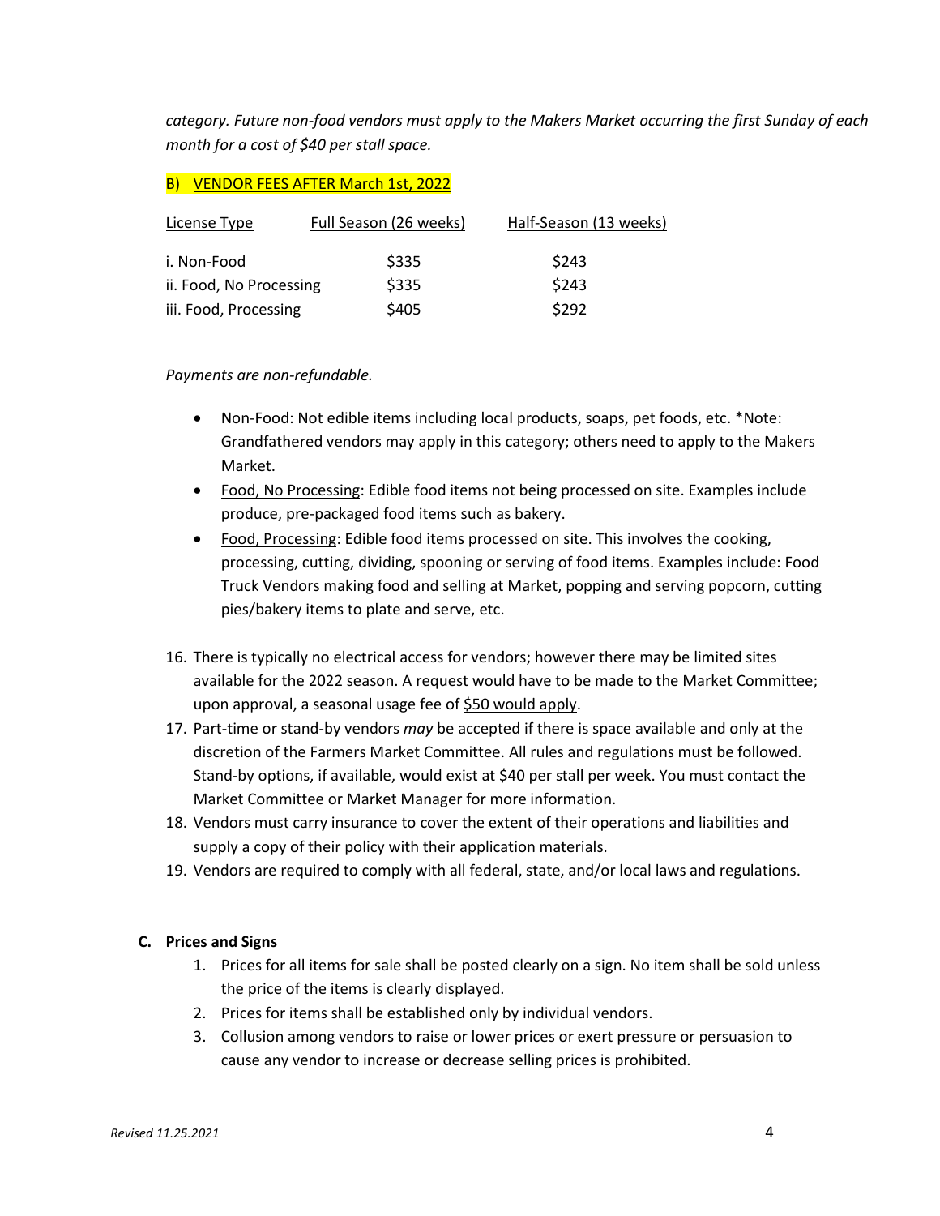*category. Future non-food vendors must apply to the Makers Market occurring the first Sunday of each month for a cost of $40 per stall space.*

B) VENDOR FEES AFTER March 1st, 2022

| License Type | Full Season (26 weeks) | Half-Season (13 weeks) |
|---|---|---|
| i. Non-Food | $335 | $243 |
| ii. Food, No Processing | $335 | $243 |
| iii. Food, Processing | $405 | $292 |

*Payments are non-refundable.*

- Non-Food: Not edible items including local products, soaps, pet foods, etc. *Note: Grandfathered vendors may apply in this category; others need to apply to the Makers Market.
- Food, No Processing: Edible food items not being processed on site. Examples include produce, pre-packaged food items such as bakery.
- Food, Processing: Edible food items processed on site. This involves the cooking, processing, cutting, dividing, spooning or serving of food items. Examples include: Food Truck Vendors making food and selling at Market, popping and serving popcorn, cutting pies/bakery items to plate and serve, etc.

16. There is typically no electrical access for vendors; however there may be limited sites available for the 2022 season. A request would have to be made to the Market Committee; upon approval, a seasonal usage fee of $50 would apply.
17. Part-time or stand-by vendors *may* be accepted if there is space available and only at the discretion of the Farmers Market Committee. All rules and regulations must be followed. Stand-by options, if available, would exist at $40 per stall per week. You must contact the Market Committee or Market Manager for more information.
18. Vendors must carry insurance to cover the extent of their operations and liabilities and supply a copy of their policy with their application materials.
19. Vendors are required to comply with all federal, state, and/or local laws and regulations.

### C. Prices and Signs

1. Prices for all items for sale shall be posted clearly on a sign. No item shall be sold unless the price of the items is clearly displayed.
2. Prices for items shall be established only by individual vendors.
3. Collusion among vendors to raise or lower prices or exert pressure or persuasion to cause any vendor to increase or decrease selling prices is prohibited.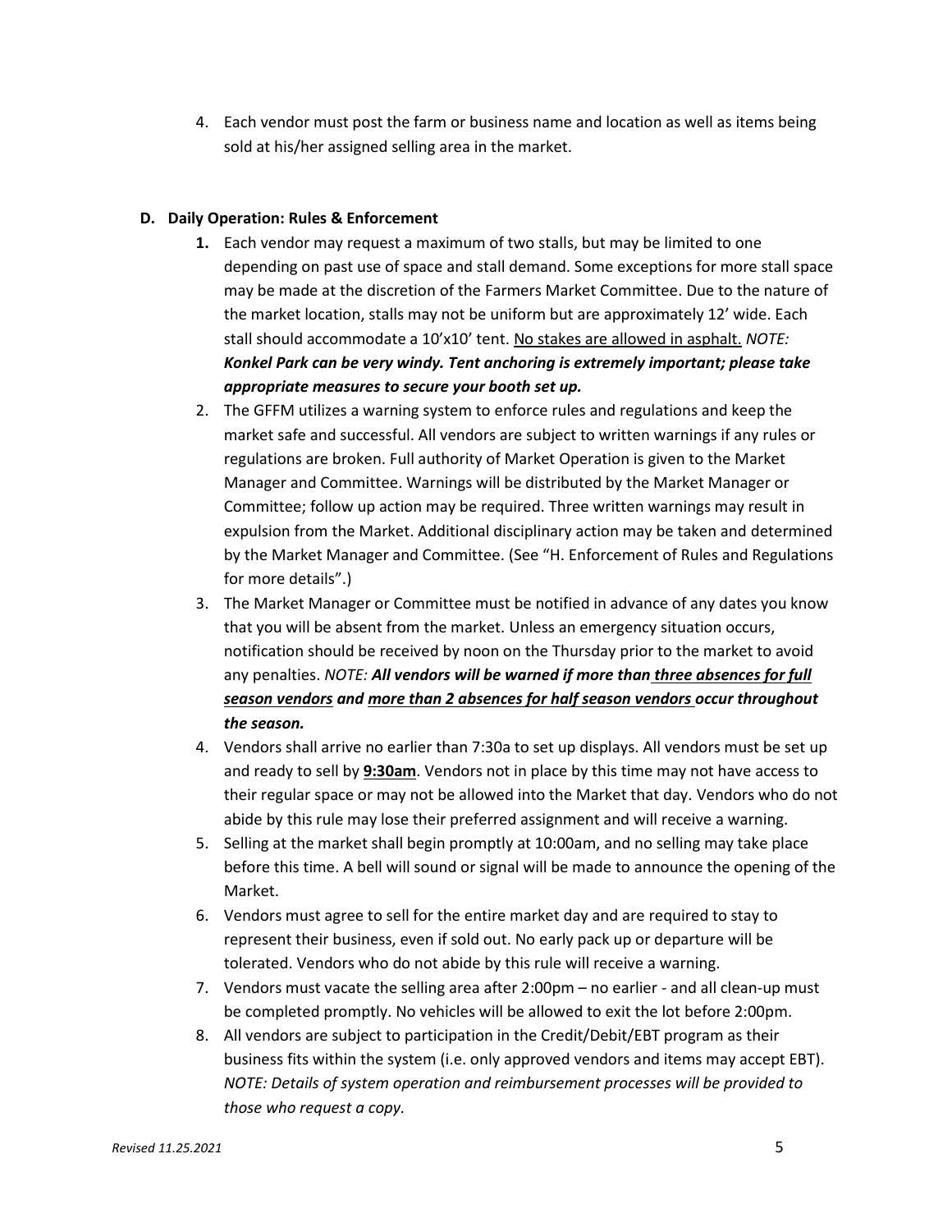4. Each vendor must post the farm or business name and location as well as items being sold at his/her assigned selling area in the market.

### D. Daily Operation: Rules & Enforcement

1. Each vendor may request a maximum of two stalls, but may be limited to one depending on past use of space and stall demand. Some exceptions for more stall space may be made at the discretion of the Farmers Market Committee. Due to the nature of the market location, stalls may not be uniform but are approximately 12' wide. Each stall should accommodate a 10'x10' tent. <u>No stakes are allowed in asphalt.</u> *NOTE:* ***Konkel Park can be very windy. Tent anchoring is extremely important; please take appropriate measures to secure your booth set up.***
2. The GFFM utilizes a warning system to enforce rules and regulations and keep the market safe and successful. All vendors are subject to written warnings if any rules or regulations are broken. Full authority of Market Operation is given to the Market Manager and Committee. Warnings will be distributed by the Market Manager or Committee; follow up action may be required. Three written warnings may result in expulsion from the Market. Additional disciplinary action may be taken and determined by the Market Manager and Committee. (See "H. Enforcement of Rules and Regulations for more details".)
3. The Market Manager or Committee must be notified in advance of any dates you know that you will be absent from the market. Unless an emergency situation occurs, notification should be received by noon on the Thursday prior to the market to avoid any penalties. *NOTE:* ***All vendors will be warned if more than <u>three absences for full season vendors</u> and <u>more than 2 absences for half season vendors</u> occur throughout the season.***
4. Vendors shall arrive no earlier than 7:30a to set up displays. All vendors must be set up and ready to sell by **<u>9:30am</u>**. Vendors not in place by this time may not have access to their regular space or may not be allowed into the Market that day. Vendors who do not abide by this rule may lose their preferred assignment and will receive a warning.
5. Selling at the market shall begin promptly at 10:00am, and no selling may take place before this time. A bell will sound or signal will be made to announce the opening of the Market.
6. Vendors must agree to sell for the entire market day and are required to stay to represent their business, even if sold out. No early pack up or departure will be tolerated. Vendors who do not abide by this rule will receive a warning.
7. Vendors must vacate the selling area after 2:00pm – no earlier - and all clean-up must be completed promptly. No vehicles will be allowed to exit the lot before 2:00pm.
8. All vendors are subject to participation in the Credit/Debit/EBT program as their business fits within the system (i.e. only approved vendors and items may accept EBT). *NOTE: Details of system operation and reimbursement processes will be provided to those who request a copy.*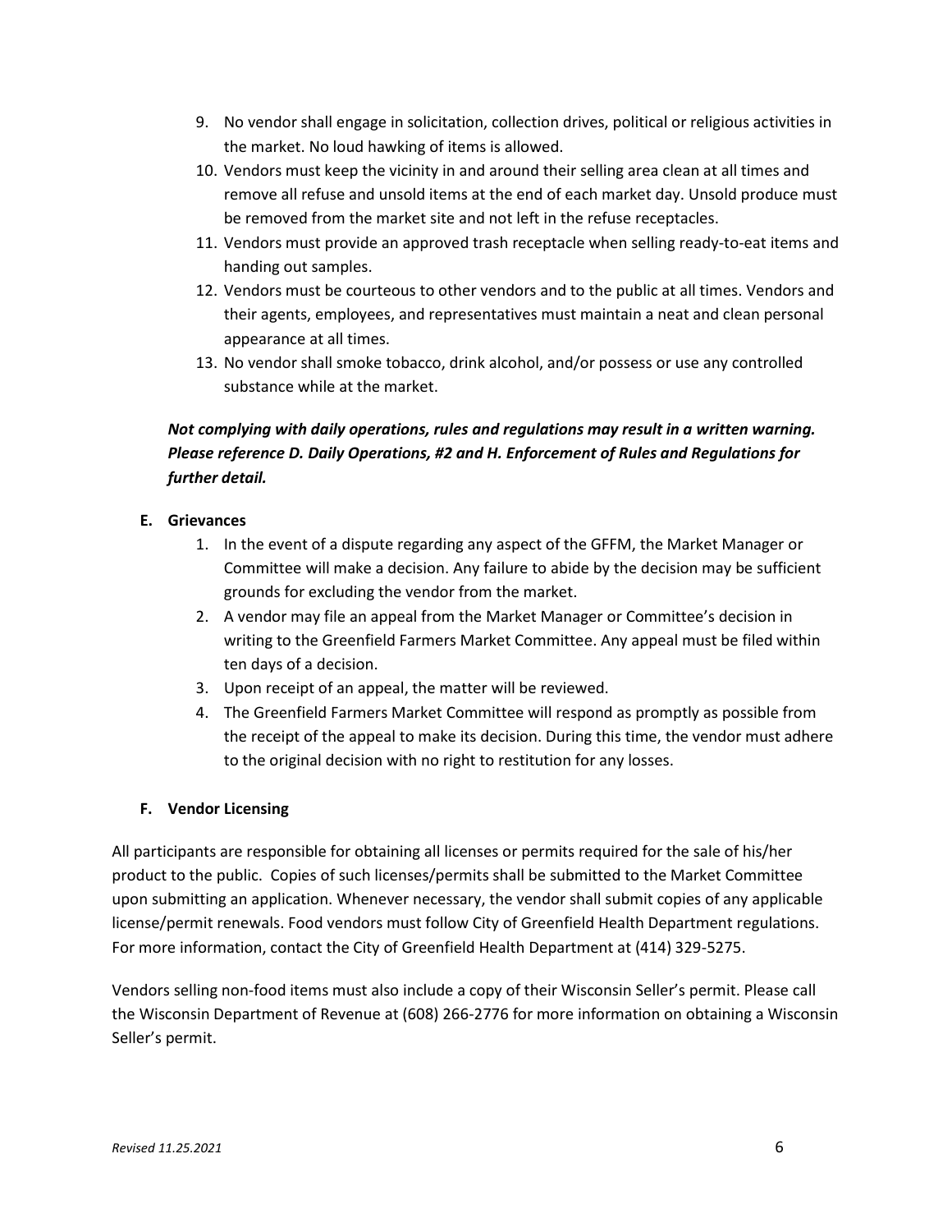9. No vendor shall engage in solicitation, collection drives, political or religious activities in the market. No loud hawking of items is allowed.
10. Vendors must keep the vicinity in and around their selling area clean at all times and remove all refuse and unsold items at the end of each market day. Unsold produce must be removed from the market site and not left in the refuse receptacles.
11. Vendors must provide an approved trash receptacle when selling ready-to-eat items and handing out samples.
12. Vendors must be courteous to other vendors and to the public at all times. Vendors and their agents, employees, and representatives must maintain a neat and clean personal appearance at all times.
13. No vendor shall smoke tobacco, drink alcohol, and/or possess or use any controlled substance while at the market.

***Not complying with daily operations, rules and regulations may result in a written warning. Please reference D. Daily Operations, #2 and H. Enforcement of Rules and Regulations for further detail.***

## E. Grievances

1. In the event of a dispute regarding any aspect of the GFFM, the Market Manager or Committee will make a decision. Any failure to abide by the decision may be sufficient grounds for excluding the vendor from the market.
2. A vendor may file an appeal from the Market Manager or Committee's decision in writing to the Greenfield Farmers Market Committee. Any appeal must be filed within ten days of a decision.
3. Upon receipt of an appeal, the matter will be reviewed.
4. The Greenfield Farmers Market Committee will respond as promptly as possible from the receipt of the appeal to make its decision. During this time, the vendor must adhere to the original decision with no right to restitution for any losses.

## F. Vendor Licensing

All participants are responsible for obtaining all licenses or permits required for the sale of his/her product to the public. Copies of such licenses/permits shall be submitted to the Market Committee upon submitting an application. Whenever necessary, the vendor shall submit copies of any applicable license/permit renewals. Food vendors must follow City of Greenfield Health Department regulations. For more information, contact the City of Greenfield Health Department at (414) 329-5275.

Vendors selling non-food items must also include a copy of their Wisconsin Seller's permit. Please call the Wisconsin Department of Revenue at (608) 266-2776 for more information on obtaining a Wisconsin Seller's permit.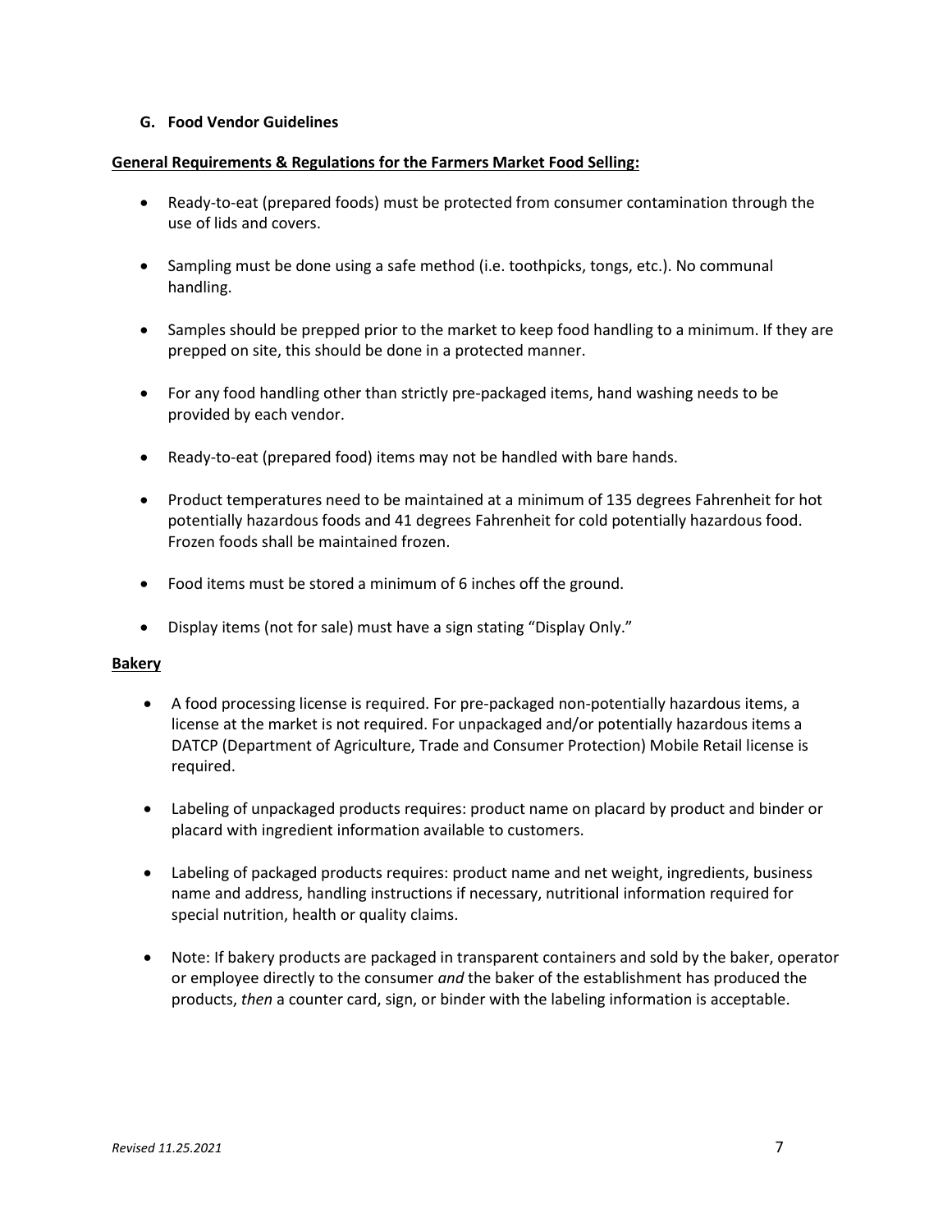### G. Food Vendor Guidelines

**General Requirements & Regulations for the Farmers Market Food Selling:**

- Ready-to-eat (prepared foods) must be protected from consumer contamination through the use of lids and covers.
- Sampling must be done using a safe method (i.e. toothpicks, tongs, etc.). No communal handling.
- Samples should be prepped prior to the market to keep food handling to a minimum. If they are prepped on site, this should be done in a protected manner.
- For any food handling other than strictly pre-packaged items, hand washing needs to be provided by each vendor.
- Ready-to-eat (prepared food) items may not be handled with bare hands.
- Product temperatures need to be maintained at a minimum of 135 degrees Fahrenheit for hot potentially hazardous foods and 41 degrees Fahrenheit for cold potentially hazardous food. Frozen foods shall be maintained frozen.
- Food items must be stored a minimum of 6 inches off the ground.
- Display items (not for sale) must have a sign stating "Display Only."

**Bakery**

- A food processing license is required. For pre-packaged non-potentially hazardous items, a license at the market is not required. For unpackaged and/or potentially hazardous items a DATCP (Department of Agriculture, Trade and Consumer Protection) Mobile Retail license is required.
- Labeling of unpackaged products requires: product name on placard by product and binder or placard with ingredient information available to customers.
- Labeling of packaged products requires: product name and net weight, ingredients, business name and address, handling instructions if necessary, nutritional information required for special nutrition, health or quality claims.
- Note: If bakery products are packaged in transparent containers and sold by the baker, operator or employee directly to the consumer *and* the baker of the establishment has produced the products, *then* a counter card, sign, or binder with the labeling information is acceptable.

*Revised 11.25.2021*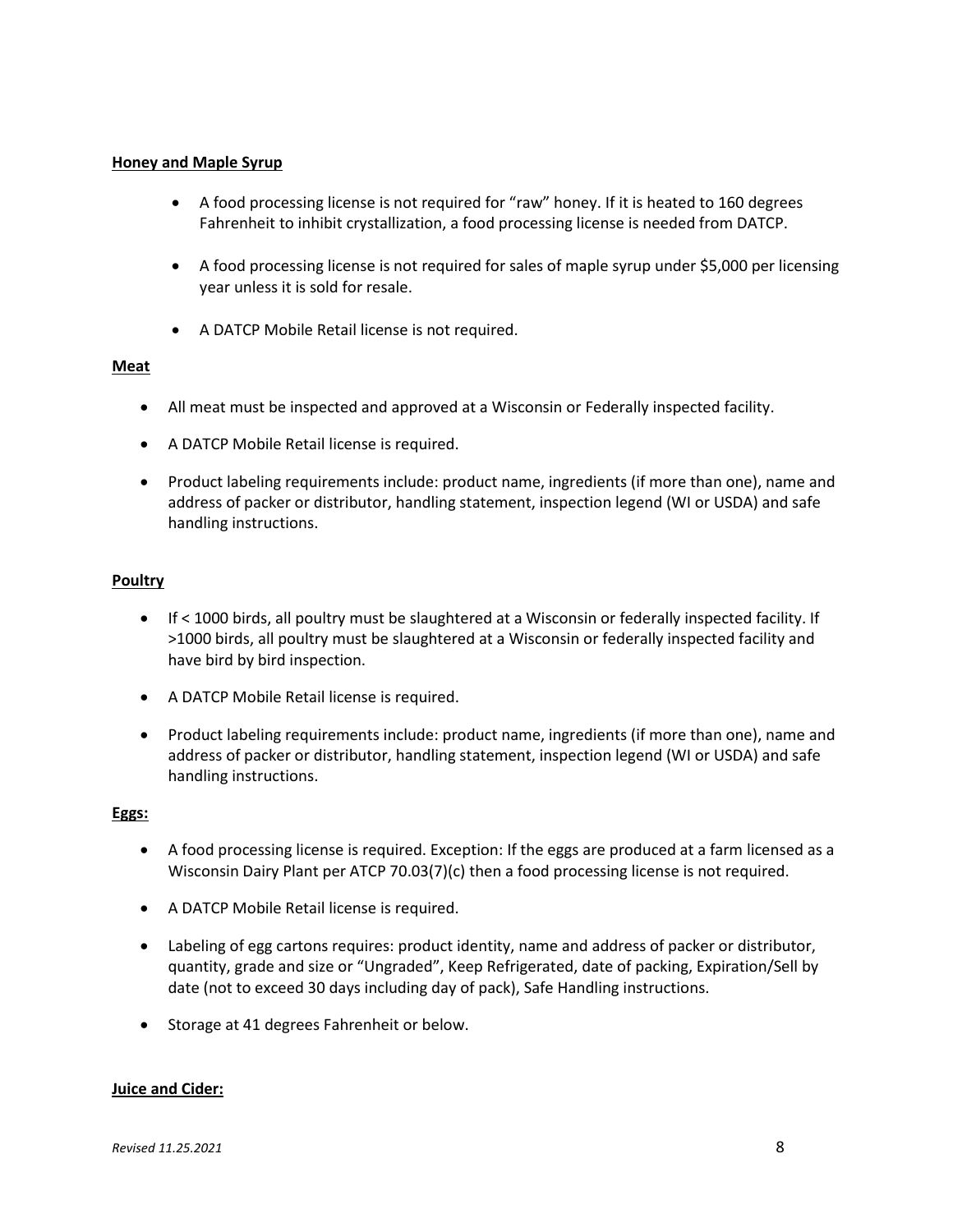**Honey and Maple Syrup**

- A food processing license is not required for "raw" honey. If it is heated to 160 degrees Fahrenheit to inhibit crystallization, a food processing license is needed from DATCP.
- A food processing license is not required for sales of maple syrup under $5,000 per licensing year unless it is sold for resale.
- A DATCP Mobile Retail license is not required.

**Meat**

- All meat must be inspected and approved at a Wisconsin or Federally inspected facility.
- A DATCP Mobile Retail license is required.
- Product labeling requirements include: product name, ingredients (if more than one), name and address of packer or distributor, handling statement, inspection legend (WI or USDA) and safe handling instructions.

**Poultry**

- If < 1000 birds, all poultry must be slaughtered at a Wisconsin or federally inspected facility. If >1000 birds, all poultry must be slaughtered at a Wisconsin or federally inspected facility and have bird by bird inspection.
- A DATCP Mobile Retail license is required.
- Product labeling requirements include: product name, ingredients (if more than one), name and address of packer or distributor, handling statement, inspection legend (WI or USDA) and safe handling instructions.

**Eggs:**

- A food processing license is required. Exception: If the eggs are produced at a farm licensed as a Wisconsin Dairy Plant per ATCP 70.03(7)(c) then a food processing license is not required.
- A DATCP Mobile Retail license is required.
- Labeling of egg cartons requires: product identity, name and address of packer or distributor, quantity, grade and size or "Ungraded", Keep Refrigerated, date of packing, Expiration/Sell by date (not to exceed 30 days including day of pack), Safe Handling instructions.
- Storage at 41 degrees Fahrenheit or below.

**Juice and Cider:**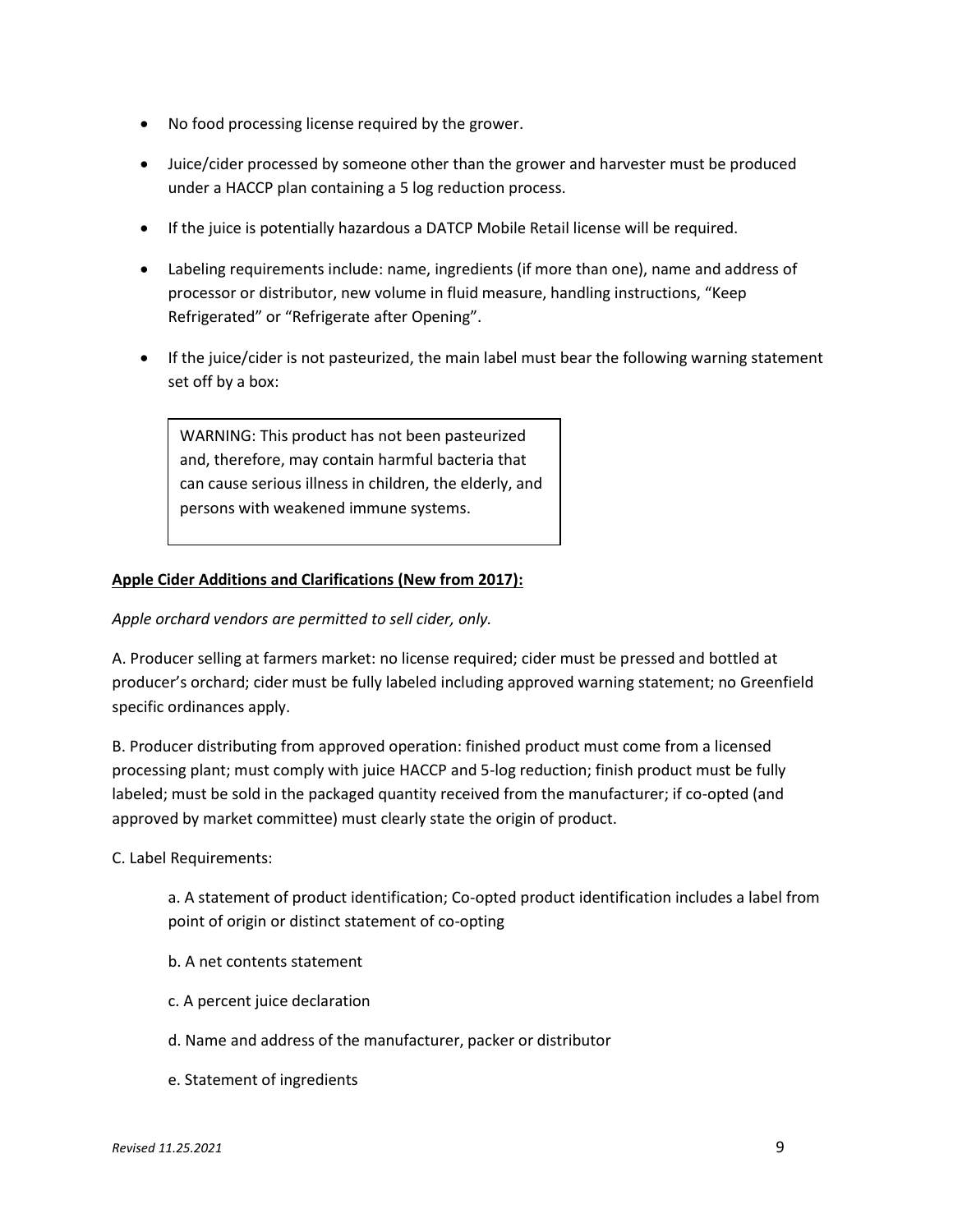- No food processing license required by the grower.
- Juice/cider processed by someone other than the grower and harvester must be produced under a HACCP plan containing a 5 log reduction process.
- If the juice is potentially hazardous a DATCP Mobile Retail license will be required.
- Labeling requirements include: name, ingredients (if more than one), name and address of processor or distributor, new volume in fluid measure, handling instructions, "Keep Refrigerated" or "Refrigerate after Opening".
- If the juice/cider is not pasteurized, the main label must bear the following warning statement set off by a box:

> WARNING: This product has not been pasteurized and, therefore, may contain harmful bacteria that can cause serious illness in children, the elderly, and persons with weakened immune systems.

**Apple Cider Additions and Clarifications (New from 2017):**

*Apple orchard vendors are permitted to sell cider, only.*

A. Producer selling at farmers market: no license required; cider must be pressed and bottled at producer's orchard; cider must be fully labeled including approved warning statement; no Greenfield specific ordinances apply.

B. Producer distributing from approved operation: finished product must come from a licensed processing plant; must comply with juice HACCP and 5-log reduction; finish product must be fully labeled; must be sold in the packaged quantity received from the manufacturer; if co-opted (and approved by market committee) must clearly state the origin of product.

C. Label Requirements:

a. A statement of product identification; Co-opted product identification includes a label from point of origin or distinct statement of co-opting

b. A net contents statement

c. A percent juice declaration

d. Name and address of the manufacturer, packer or distributor

e. Statement of ingredients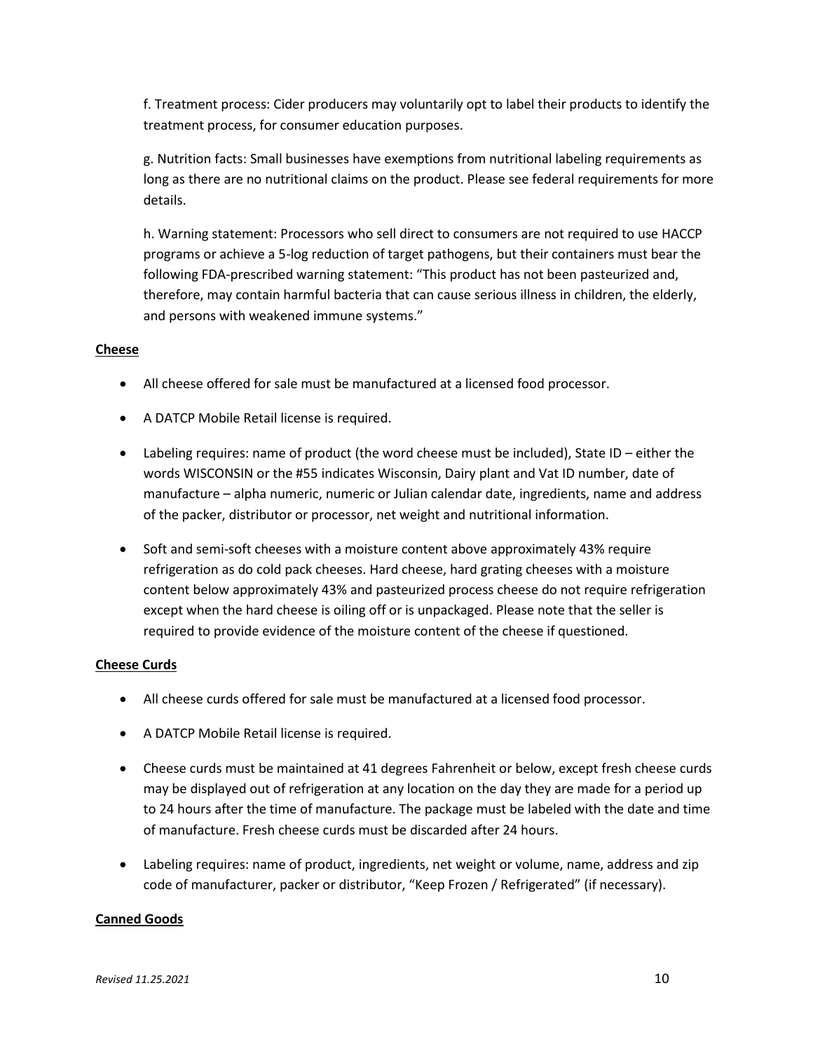f. Treatment process: Cider producers may voluntarily opt to label their products to identify the treatment process, for consumer education purposes.

g. Nutrition facts: Small businesses have exemptions from nutritional labeling requirements as long as there are no nutritional claims on the product. Please see federal requirements for more details.

h. Warning statement: Processors who sell direct to consumers are not required to use HACCP programs or achieve a 5-log reduction of target pathogens, but their containers must bear the following FDA-prescribed warning statement: "This product has not been pasteurized and, therefore, may contain harmful bacteria that can cause serious illness in children, the elderly, and persons with weakened immune systems."

**Cheese**

- All cheese offered for sale must be manufactured at a licensed food processor.
- A DATCP Mobile Retail license is required.
- Labeling requires: name of product (the word cheese must be included), State ID – either the words WISCONSIN or the #55 indicates Wisconsin, Dairy plant and Vat ID number, date of manufacture – alpha numeric, numeric or Julian calendar date, ingredients, name and address of the packer, distributor or processor, net weight and nutritional information.
- Soft and semi-soft cheeses with a moisture content above approximately 43% require refrigeration as do cold pack cheeses. Hard cheese, hard grating cheeses with a moisture content below approximately 43% and pasteurized process cheese do not require refrigeration except when the hard cheese is oiling off or is unpackaged. Please note that the seller is required to provide evidence of the moisture content of the cheese if questioned.

**Cheese Curds**

- All cheese curds offered for sale must be manufactured at a licensed food processor.
- A DATCP Mobile Retail license is required.
- Cheese curds must be maintained at 41 degrees Fahrenheit or below, except fresh cheese curds may be displayed out of refrigeration at any location on the day they are made for a period up to 24 hours after the time of manufacture. The package must be labeled with the date and time of manufacture. Fresh cheese curds must be discarded after 24 hours.
- Labeling requires: name of product, ingredients, net weight or volume, name, address and zip code of manufacturer, packer or distributor, "Keep Frozen / Refrigerated" (if necessary).

**Canned Goods**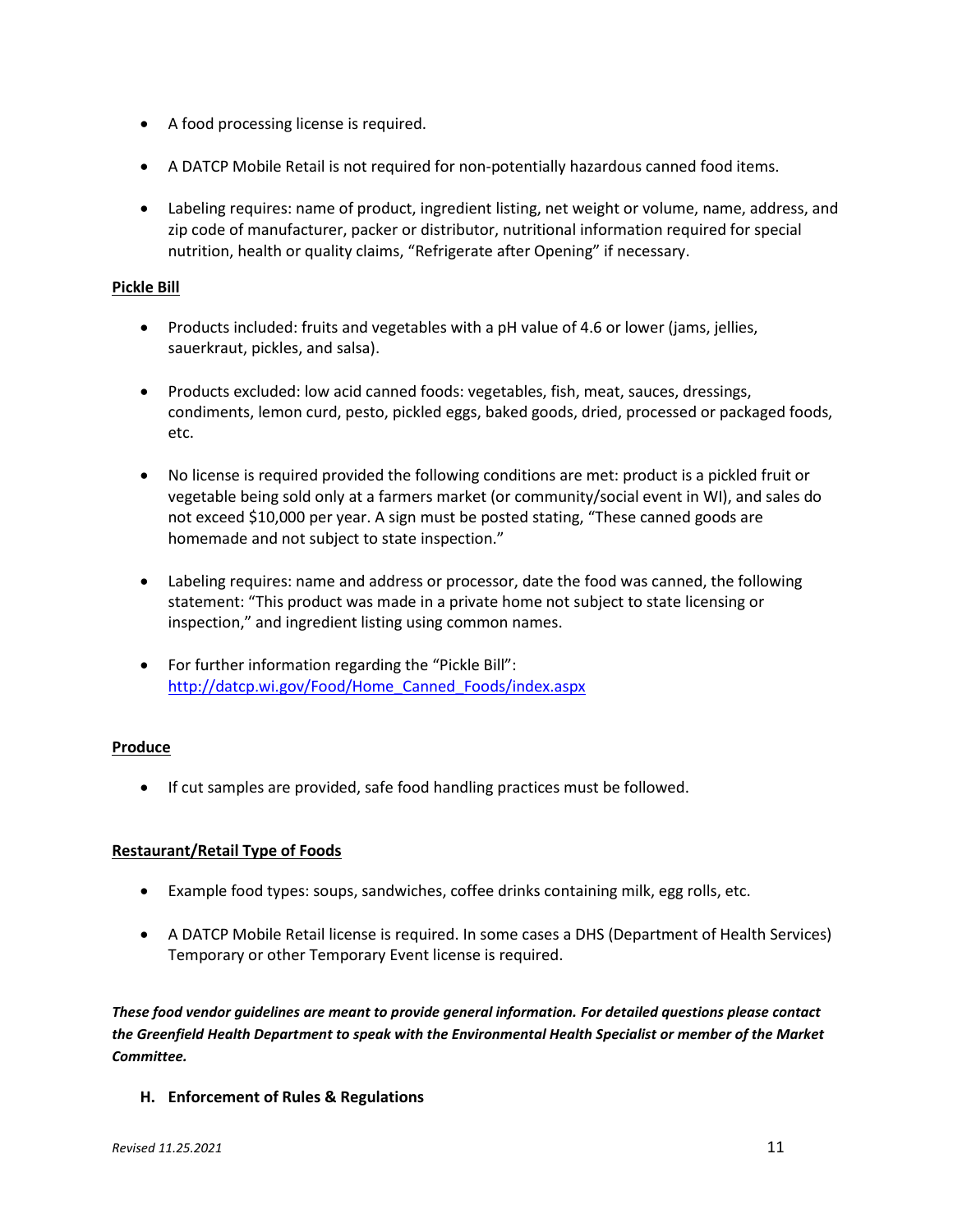- A food processing license is required.
- A DATCP Mobile Retail is not required for non-potentially hazardous canned food items.
- Labeling requires: name of product, ingredient listing, net weight or volume, name, address, and zip code of manufacturer, packer or distributor, nutritional information required for special nutrition, health or quality claims, "Refrigerate after Opening" if necessary.

**Pickle Bill**

- Products included: fruits and vegetables with a pH value of 4.6 or lower (jams, jellies, sauerkraut, pickles, and salsa).
- Products excluded: low acid canned foods: vegetables, fish, meat, sauces, dressings, condiments, lemon curd, pesto, pickled eggs, baked goods, dried, processed or packaged foods, etc.
- No license is required provided the following conditions are met: product is a pickled fruit or vegetable being sold only at a farmers market (or community/social event in WI), and sales do not exceed $10,000 per year. A sign must be posted stating, "These canned goods are homemade and not subject to state inspection."
- Labeling requires: name and address or processor, date the food was canned, the following statement: "This product was made in a private home not subject to state licensing or inspection," and ingredient listing using common names.
- For further information regarding the "Pickle Bill": http://datcp.wi.gov/Food/Home_Canned_Foods/index.aspx

**Produce**

- If cut samples are provided, safe food handling practices must be followed.

**Restaurant/Retail Type of Foods**

- Example food types: soups, sandwiches, coffee drinks containing milk, egg rolls, etc.
- A DATCP Mobile Retail license is required. In some cases a DHS (Department of Health Services) Temporary or other Temporary Event license is required.

***These food vendor guidelines are meant to provide general information. For detailed questions please contact the Greenfield Health Department to speak with the Environmental Health Specialist or member of the Market Committee.***

**H. Enforcement of Rules & Regulations**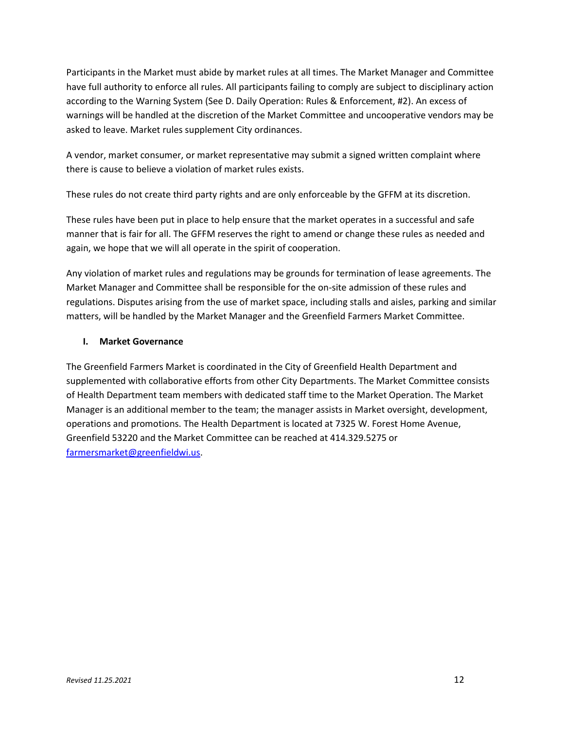Participants in the Market must abide by market rules at all times. The Market Manager and Committee have full authority to enforce all rules. All participants failing to comply are subject to disciplinary action according to the Warning System (See D. Daily Operation: Rules & Enforcement, #2). An excess of warnings will be handled at the discretion of the Market Committee and uncooperative vendors may be asked to leave. Market rules supplement City ordinances.

A vendor, market consumer, or market representative may submit a signed written complaint where there is cause to believe a violation of market rules exists.

These rules do not create third party rights and are only enforceable by the GFFM at its discretion.

These rules have been put in place to help ensure that the market operates in a successful and safe manner that is fair for all. The GFFM reserves the right to amend or change these rules as needed and again, we hope that we will all operate in the spirit of cooperation.

Any violation of market rules and regulations may be grounds for termination of lease agreements. The Market Manager and Committee shall be responsible for the on-site admission of these rules and regulations. Disputes arising from the use of market space, including stalls and aisles, parking and similar matters, will be handled by the Market Manager and the Greenfield Farmers Market Committee.

## I. Market Governance

The Greenfield Farmers Market is coordinated in the City of Greenfield Health Department and supplemented with collaborative efforts from other City Departments. The Market Committee consists of Health Department team members with dedicated staff time to the Market Operation. The Market Manager is an additional member to the team; the manager assists in Market oversight, development, operations and promotions. The Health Department is located at 7325 W. Forest Home Avenue, Greenfield 53220 and the Market Committee can be reached at 414.329.5275 or [farmersmarket@greenfieldwi.us](mailto:farmersmarket@greenfieldwi.us).

*Revised 11.25.2021*